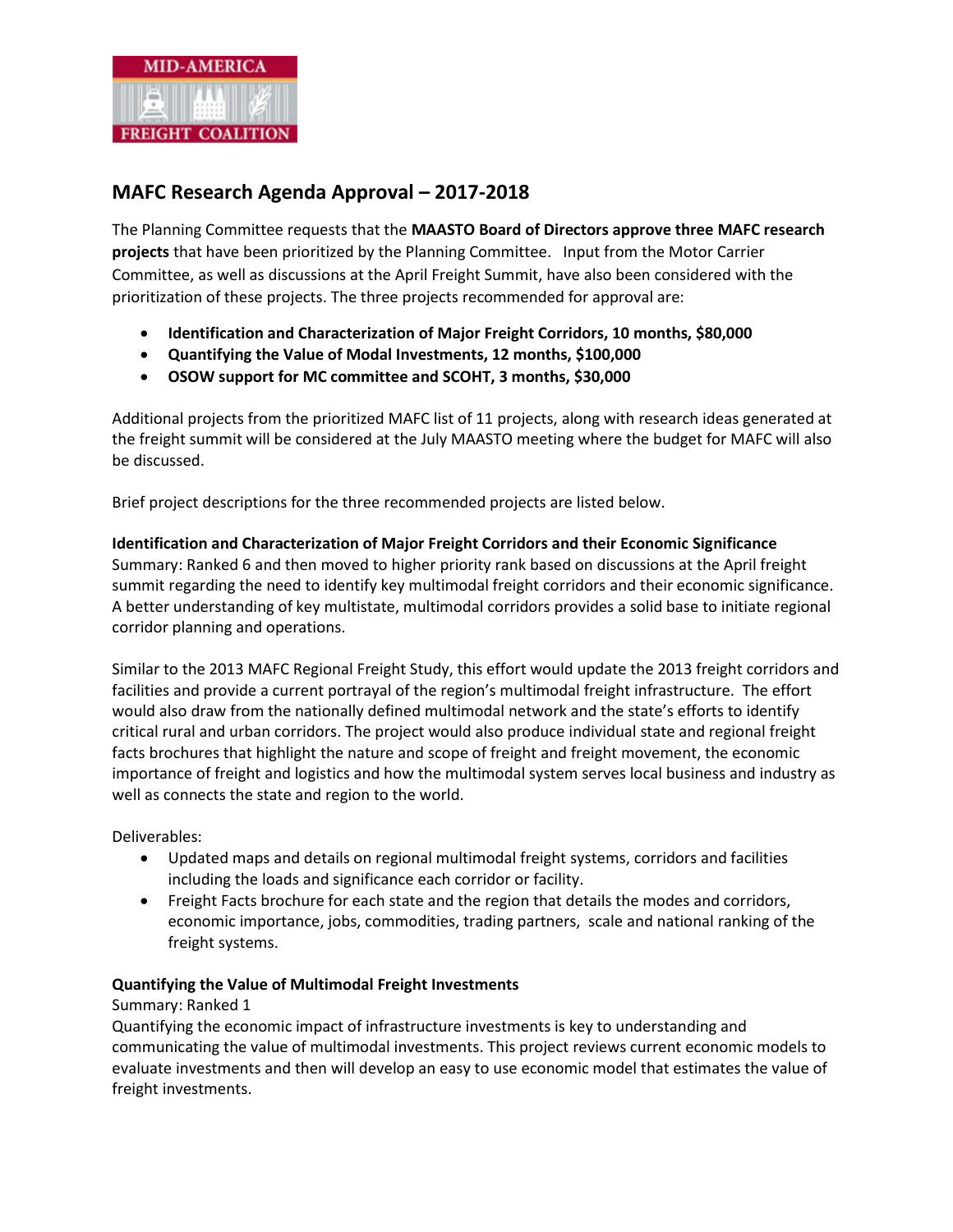# MAFC Research Agenda Approval – 2017-2018

The Planning Committee requests that the **MAASTO Board of Directors approve three MAFC research projects** that have been prioritized by the Planning Committee. Input from the Motor Carrier Committee, as well as discussions at the April Freight Summit, have also been considered with the prioritization of these projects. The three projects recommended for approval are:

- **Identification and Characterization of Major Freight Corridors, 10 months, $80,000**
- **Quantifying the Value of Modal Investments, 12 months, $100,000**
- **OSOW support for MC committee and SCOHT, 3 months, $30,000**

Additional projects from the prioritized MAFC list of 11 projects, along with research ideas generated at the freight summit will be considered at the July MAASTO meeting where the budget for MAFC will also be discussed.

Brief project descriptions for the three recommended projects are listed below.

**Identification and Characterization of Major Freight Corridors and their Economic Significance**
Summary: Ranked 6 and then moved to higher priority rank based on discussions at the April freight summit regarding the need to identify key multimodal freight corridors and their economic significance. A better understanding of key multistate, multimodal corridors provides a solid base to initiate regional corridor planning and operations.

Similar to the 2013 MAFC Regional Freight Study, this effort would update the 2013 freight corridors and facilities and provide a current portrayal of the region's multimodal freight infrastructure. The effort would also draw from the nationally defined multimodal network and the state's efforts to identify critical rural and urban corridors. The project would also produce individual state and regional freight facts brochures that highlight the nature and scope of freight and freight movement, the economic importance of freight and logistics and how the multimodal system serves local business and industry as well as connects the state and region to the world.

Deliverables:

- Updated maps and details on regional multimodal freight systems, corridors and facilities including the loads and significance each corridor or facility.
- Freight Facts brochure for each state and the region that details the modes and corridors, economic importance, jobs, commodities, trading partners, scale and national ranking of the freight systems.

**Quantifying the Value of Multimodal Freight Investments**
Summary: Ranked 1
Quantifying the economic impact of infrastructure investments is key to understanding and communicating the value of multimodal investments. This project reviews current economic models to evaluate investments and then will develop an easy to use economic model that estimates the value of freight investments.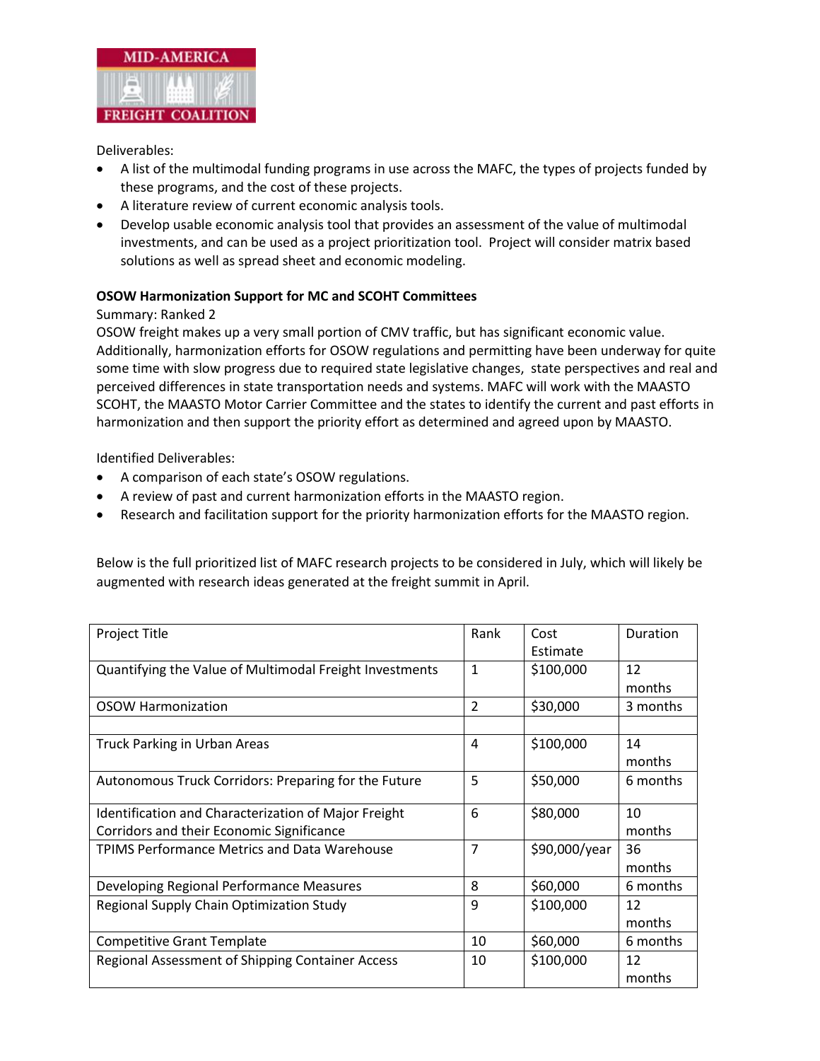Deliverables:

- A list of the multimodal funding programs in use across the MAFC, the types of projects funded by these programs, and the cost of these projects.
- A literature review of current economic analysis tools.
- Develop usable economic analysis tool that provides an assessment of the value of multimodal investments, and can be used as a project prioritization tool. Project will consider matrix based solutions as well as spread sheet and economic modeling.

**OSOW Harmonization Support for MC and SCOHT Committees**

Summary: Ranked 2

OSOW freight makes up a very small portion of CMV traffic, but has significant economic value. Additionally, harmonization efforts for OSOW regulations and permitting have been underway for quite some time with slow progress due to required state legislative changes, state perspectives and real and perceived differences in state transportation needs and systems. MAFC will work with the MAASTO SCOHT, the MAASTO Motor Carrier Committee and the states to identify the current and past efforts in harmonization and then support the priority effort as determined and agreed upon by MAASTO.

Identified Deliverables:

- A comparison of each state's OSOW regulations.
- A review of past and current harmonization efforts in the MAASTO region.
- Research and facilitation support for the priority harmonization efforts for the MAASTO region.

Below is the full prioritized list of MAFC research projects to be considered in July, which will likely be augmented with research ideas generated at the freight summit in April.

| Project Title | Rank | Cost Estimate | Duration |
|---|---|---|---|
| Quantifying the Value of Multimodal Freight Investments | 1 | $100,000 | 12 months |
| OSOW Harmonization | 2 | $30,000 | 3 months |
| | | | |
| Truck Parking in Urban Areas | 4 | $100,000 | 14 months |
| Autonomous Truck Corridors: Preparing for the Future | 5 | $50,000 | 6 months |
| Identification and Characterization of Major Freight Corridors and their Economic Significance | 6 | $80,000 | 10 months |
| TPIMS Performance Metrics and Data Warehouse | 7 | $90,000/year | 36 months |
| Developing Regional Performance Measures | 8 | $60,000 | 6 months |
| Regional Supply Chain Optimization Study | 9 | $100,000 | 12 months |
| Competitive Grant Template | 10 | $60,000 | 6 months |
| Regional Assessment of Shipping Container Access | 10 | $100,000 | 12 months |